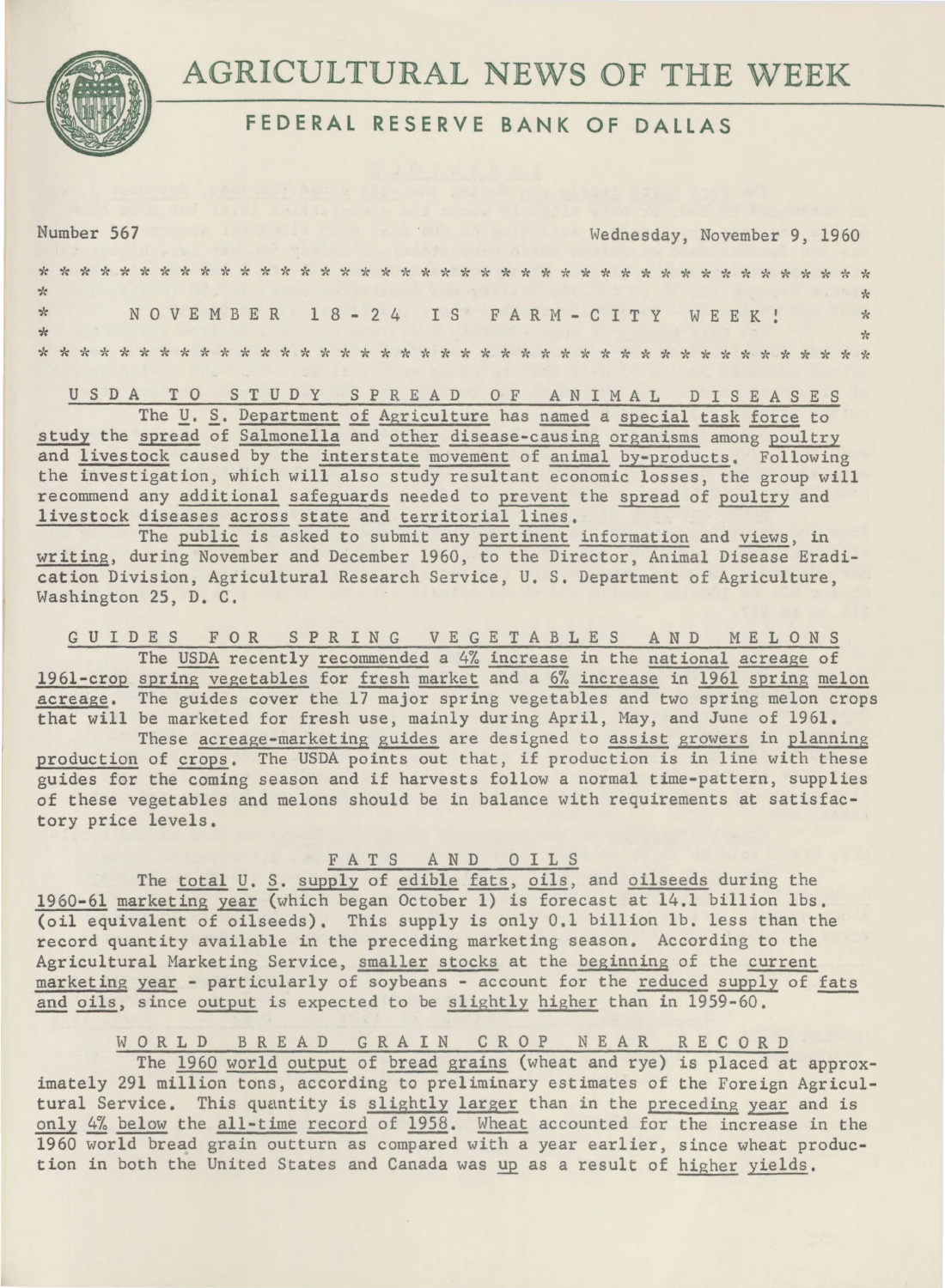# AGRICULTURAL NEWS OF THE WEEK

## FEDERAL RESERVE BANK OF DALLAS

Number 567 Wednesday, November 9, 1960

**NOVEMBER 18-24 IS FARM-CITY WEEK!**

### USDA TO STUDY SPREAD OF ANIMAL DISEASES

The U. S. Department of Agriculture has named a special task force to study the spread of Salmonella and other disease-causing organisms among poultry and livestock caused by the interstate movement of animal by-products. Following the investigation, which will also study resultant economic losses, the group will recommend any additional safeguards needed to prevent the spread of poultry and livestock diseases across state and territorial lines.

The public is asked to submit any pertinent information and views, in writing, during November and December 1960, to the Director, Animal Disease Eradication Division, Agricultural Research Service, U. S. Department of Agriculture, Washington 25, D. C.

### GUIDES FOR SPRING VEGETABLES AND MELONS

The USDA recently recommended a 4% increase in the national acreage of 1961-crop spring vegetables for fresh market and a 6% increase in 1961 spring melon acreage. The guides cover the 17 major spring vegetables and two spring melon crops that will be marketed for fresh use, mainly during April, May, and June of 1961.

These acreage-marketing guides are designed to assist growers in planning production of crops. The USDA points out that, if production is in line with these guides for the coming season and if harvests follow a normal time-pattern, supplies of these vegetables and melons should be in balance with requirements at satisfactory price levels.

### FATS AND OILS

The total U. S. supply of edible fats, oils, and oilseeds during the 1960-61 marketing year (which began October 1) is forecast at 14.1 billion lbs. (oil equivalent of oilseeds). This supply is only 0.1 billion lb. less than the record quantity available in the preceding marketing season. According to the Agricultural Marketing Service, smaller stocks at the beginning of the current marketing year - particularly of soybeans - account for the reduced supply of fats and oils, since output is expected to be slightly higher than in 1959-60.

### WORLD BREAD GRAIN CROP NEAR RECORD

The 1960 world output of bread grains (wheat and rye) is placed at approximately 291 million tons, according to preliminary estimates of the Foreign Agricultural Service. This quantity is slightly larger than in the preceding year and is only 4% below the all-time record of 1958. Wheat accounted for the increase in the 1960 world bread grain outturn as compared with a year earlier, since wheat production in both the United States and Canada was up as a result of higher yields.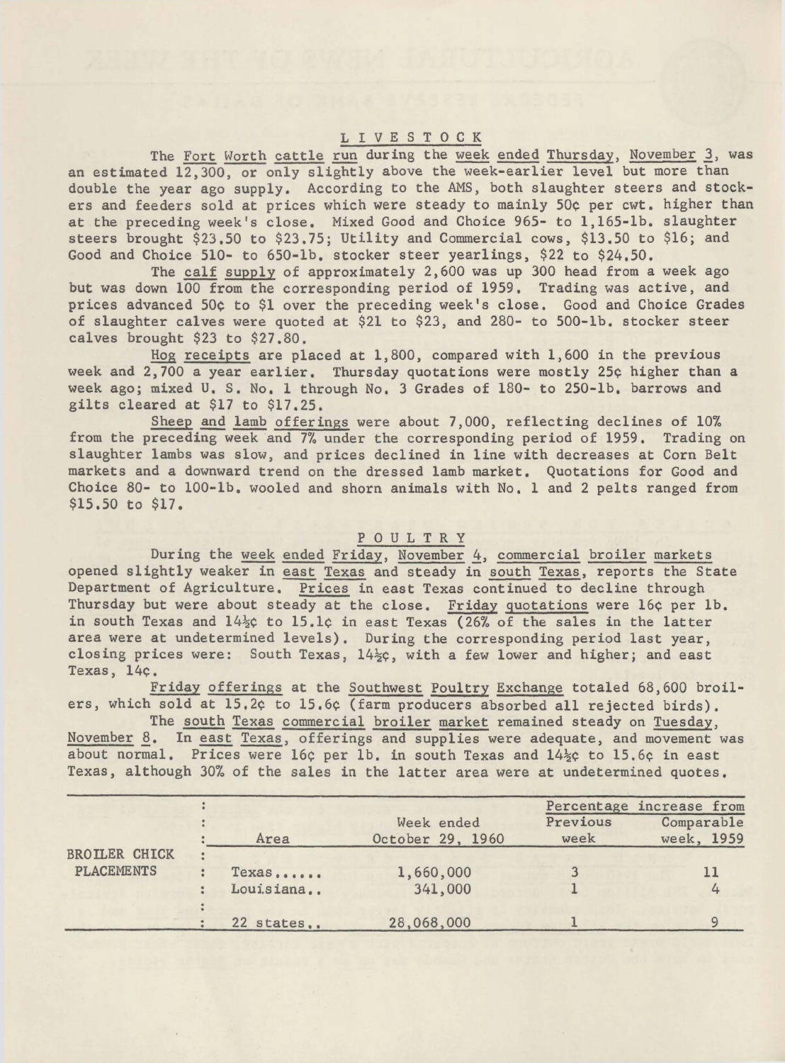## LIVESTOCK

The Fort Worth cattle run during the week ended Thursday, November 3, was an estimated 12,300, or only slightly above the week-earlier level but more than double the year ago supply. According to the AMS, both slaughter steers and stockers and feeders sold at prices which were steady to mainly 50¢ per cwt. higher than at the preceding week's close. Mixed Good and Choice 965- to 1,165-lb. slaughter steers brought $23.50 to $23.75; Utility and Commercial cows, $13.50 to $16; and Good and Choice 510- to 650-lb. stocker steer yearlings, $22 to $24.50.

The calf supply of approximately 2,600 was up 300 head from a week ago but was down 100 from the corresponding period of 1959. Trading was active, and prices advanced 50¢ to $1 over the preceding week's close. Good and Choice Grades of slaughter calves were quoted at $21 to $23, and 280- to 500-lb. stocker steer calves brought $23 to $27.80.

Hog receipts are placed at 1,800, compared with 1,600 in the previous week and 2,700 a year earlier. Thursday quotations were mostly 25¢ higher than a week ago; mixed U. S. No. 1 through No. 3 Grades of 180- to 250-lb. barrows and gilts cleared at $17 to $17.25.

Sheep and lamb offerings were about 7,000, reflecting declines of 10% from the preceding week and 7% under the corresponding period of 1959. Trading on slaughter lambs was slow, and prices declined in line with decreases at Corn Belt markets and a downward trend on the dressed lamb market. Quotations for Good and Choice 80- to 100-lb. wooled and shorn animals with No. 1 and 2 pelts ranged from $15.50 to $17.

## POULTRY

During the week ended Friday, November 4, commercial broiler markets opened slightly weaker in east Texas and steady in south Texas, reports the State Department of Agriculture. Prices in east Texas continued to decline through Thursday but were about steady at the close. Friday quotations were 16¢ per lb. in south Texas and 14½¢ to 15.1¢ in east Texas (26% of the sales in the latter area were at undetermined levels). During the corresponding period last year, closing prices were: South Texas, 14½¢, with a few lower and higher; and east Texas, 14¢.

Friday offerings at the Southwest Poultry Exchange totaled 68,600 broilers, which sold at 15.2¢ to 15.6¢ (farm producers absorbed all rejected birds).

The south Texas commercial broiler market remained steady on Tuesday, November 8. In east Texas, offerings and supplies were adequate, and movement was about normal. Prices were 16¢ per lb. in south Texas and 14½¢ to 15.6¢ in east Texas, although 30% of the sales in the latter area were at undetermined quotes.

| | Area | Week ended October 29, 1960 | Percentage increase from Previous week | Percentage increase from Comparable week, 1959 |
|---|---|---|---|---|
| BROILER CHICK PLACEMENTS | Texas...... | 1,660,000 | 3 | 11 |
| | Louisiana.. | 341,000 | 1 | 4 |
| | 22 states.. | 28,068,000 | 1 | 9 |